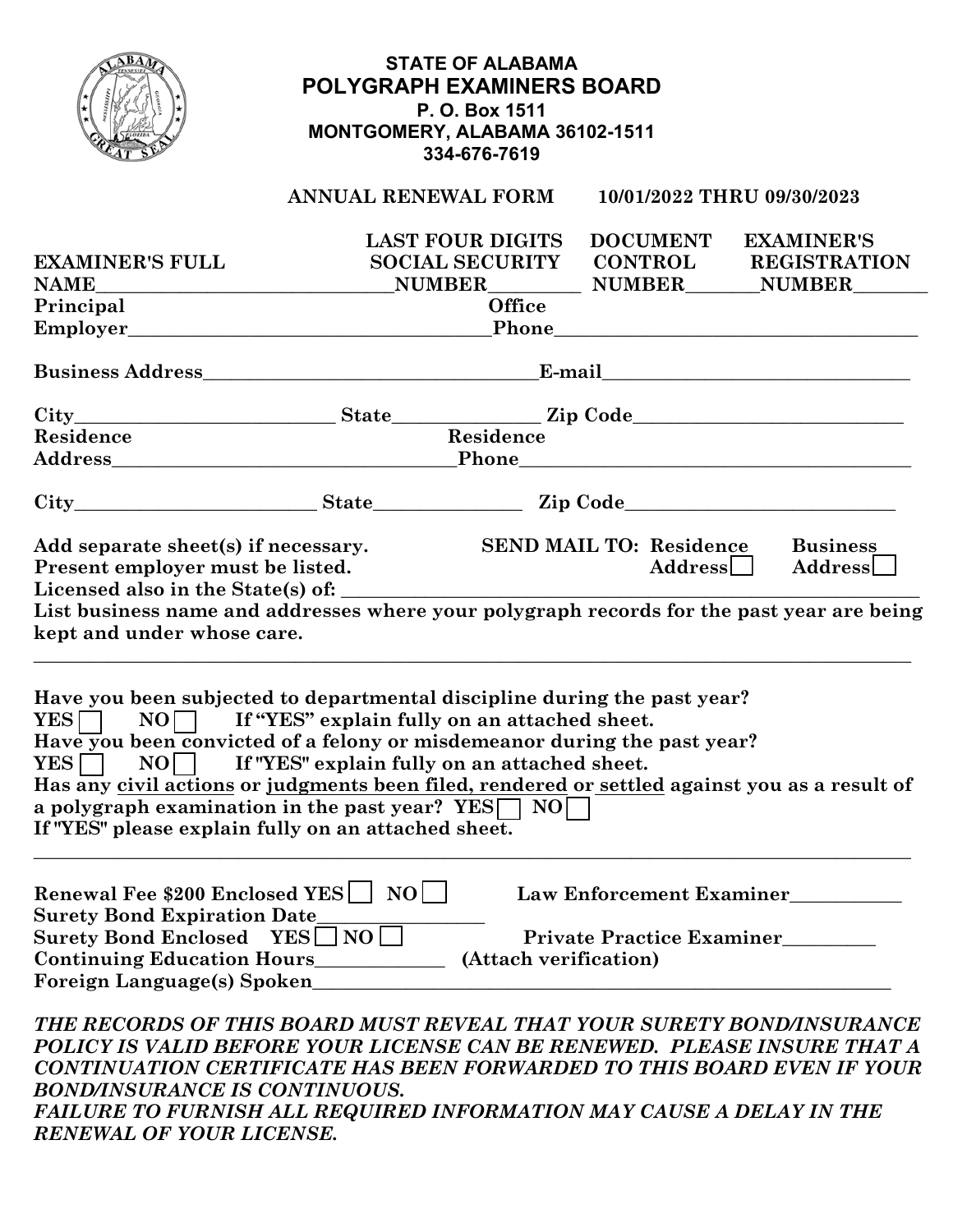**STATE OF ALABAMA**

# POLYGRAPH EXAMINERS BOARD

**P. O. Box 1511**
**MONTGOMERY, ALABAMA 36102-1511**
**334-676-7619**

**ANNUAL RENEWAL FORM 10/01/2022 THRU 09/30/2023**

**EXAMINER'S FULL NAME**_______________________________ **LAST FOUR DIGITS SOCIAL SECURITY NUMBER**_________ **DOCUMENT CONTROL NUMBER**________ **EXAMINER'S REGISTRATION NUMBER**________

**Principal Employer**_______________________________________ **Office Phone**_______________________________________

**Business Address**___________________________________ **E-mail**________________________________

**City**___________________________ **State**_______________ **Zip Code**____________________________

**Residence Address**__________________________________ **Residence Phone**__________________________________________

**City**_________________________ **State**________________ **Zip Code**____________________________

**Add separate sheet(s) if necessary.** **SEND MAIL TO: Residence Address** ☐ **Business Address** ☐

**Present employer must be listed.**

**Licensed also in the State(s) of:** ______________________________________________________________

**List business name and addresses where your polygraph records for the past year are being kept and under whose care.**

______________________________________________________________________________________________

**Have you been subjected to departmental discipline during the past year?**
**YES** ☐ **NO** ☐ **If "YES" explain fully on an attached sheet.**

**Have you been convicted of a felony or misdemeanor during the past year?**
**YES** ☐ **NO** ☐ **If "YES" explain fully on an attached sheet.**

**Has any <u>civil actions</u> or <u>judgments been filed, rendered</u> or <u>settled</u> against you as a result of a polygraph examination in the past year? YES** ☐ **NO** ☐
**If "YES" please explain fully on an attached sheet.**

______________________________________________________________________________________________

**Renewal Fee $200 Enclosed YES** ☐ **NO** ☐ **Law Enforcement Examiner**____________

**Surety Bond Expiration Date**_________________

**Surety Bond Enclosed YES** ☐ **NO** ☐ **Private Practice Examiner**__________

**Continuing Education Hours**_____________ **(Attach verification)**

**Foreign Language(s) Spoken**_______________________________________________________________

***THE RECORDS OF THIS BOARD MUST REVEAL THAT YOUR SURETY BOND/INSURANCE POLICY IS VALID BEFORE YOUR LICENSE CAN BE RENEWED. PLEASE INSURE THAT A CONTINUATION CERTIFICATE HAS BEEN FORWARDED TO THIS BOARD EVEN IF YOUR BOND/INSURANCE IS CONTINUOUS.***

***FAILURE TO FURNISH ALL REQUIRED INFORMATION MAY CAUSE A DELAY IN THE RENEWAL OF YOUR LICENSE.***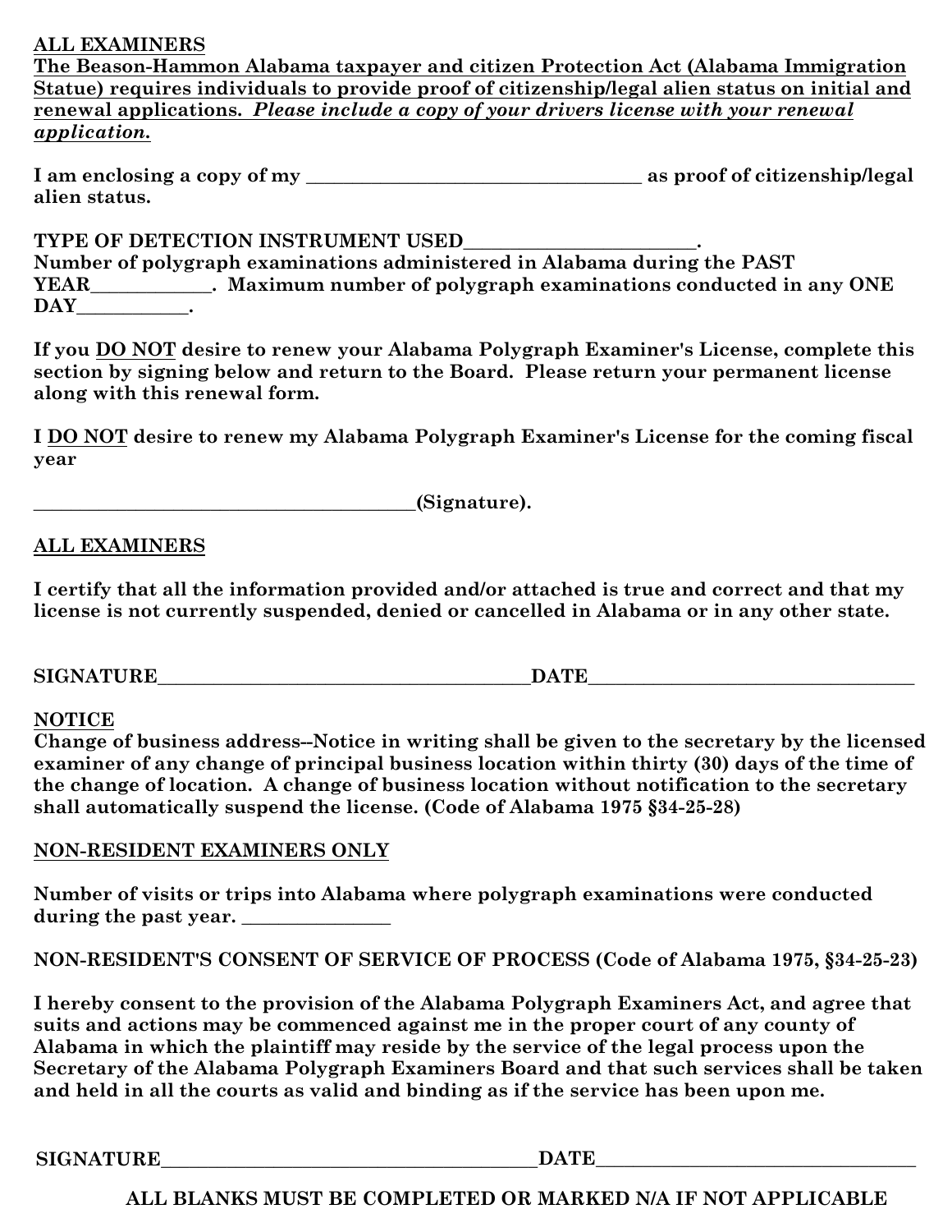**ALL EXAMINERS**

**The Beason-Hammon Alabama taxpayer and citizen Protection Act (Alabama Immigration Statue) requires individuals to provide proof of citizenship/legal alien status on initial and renewal applications. *Please include a copy of your drivers license with your renewal application.***

**I am enclosing a copy of my \_\_\_\_\_\_\_\_\_\_\_\_\_\_\_\_\_\_\_\_\_\_\_\_\_\_\_\_\_\_\_\_\_\_\_\_ as proof of citizenship/legal alien status.**

**TYPE OF DETECTION INSTRUMENT USED\_\_\_\_\_\_\_\_\_\_\_\_\_\_\_\_\_\_\_\_\_\_\_\_.**
**Number of polygraph examinations administered in Alabama during the PAST YEAR\_\_\_\_\_\_\_\_\_\_\_\_\_. Maximum number of polygraph examinations conducted in any ONE DAY\_\_\_\_\_\_\_\_\_\_\_\_.**

**If you DO NOT desire to renew your Alabama Polygraph Examiner's License, complete this section by signing below and return to the Board. Please return your permanent license along with this renewal form.**

**I DO NOT desire to renew my Alabama Polygraph Examiner's License for the coming fiscal year**

**\_\_\_\_\_\_\_\_\_\_\_\_\_\_\_\_\_\_\_\_\_\_\_\_\_\_\_\_\_\_\_\_\_\_\_\_\_\_\_\_(Signature).**

**ALL EXAMINERS**

**I certify that all the information provided and/or attached is true and correct and that my license is not currently suspended, denied or cancelled in Alabama or in any other state.**

**SIGNATURE\_\_\_\_\_\_\_\_\_\_\_\_\_\_\_\_\_\_\_\_\_\_\_\_\_\_\_\_\_\_\_\_\_\_\_\_\_\_\_\_DATE\_\_\_\_\_\_\_\_\_\_\_\_\_\_\_\_\_\_\_\_\_\_\_\_\_\_\_\_\_\_\_\_\_\_\_\_**

**NOTICE**
**Change of business address--Notice in writing shall be given to the secretary by the licensed examiner of any change of principal business location within thirty (30) days of the time of the change of location. A change of business location without notification to the secretary shall automatically suspend the license. (Code of Alabama 1975 §34-25-28)**

**NON-RESIDENT EXAMINERS ONLY**

**Number of visits or trips into Alabama where polygraph examinations were conducted during the past year. \_\_\_\_\_\_\_\_\_\_\_\_\_\_\_\_**

**NON-RESIDENT'S CONSENT OF SERVICE OF PROCESS (Code of Alabama 1975, §34-25-23)**

**I hereby consent to the provision of the Alabama Polygraph Examiners Act, and agree that suits and actions may be commenced against me in the proper court of any county of Alabama in which the plaintiff may reside by the service of the legal process upon the Secretary of the Alabama Polygraph Examiners Board and that such services shall be taken and held in all the courts as valid and binding as if the service has been upon me.**

**SIGNATURE\_\_\_\_\_\_\_\_\_\_\_\_\_\_\_\_\_\_\_\_\_\_\_\_\_\_\_\_\_\_\_\_\_\_\_\_\_\_\_\_DATE\_\_\_\_\_\_\_\_\_\_\_\_\_\_\_\_\_\_\_\_\_\_\_\_\_\_\_\_\_\_\_\_\_\_\_\_**

**ALL BLANKS MUST BE COMPLETED OR MARKED N/A IF NOT APPLICABLE**